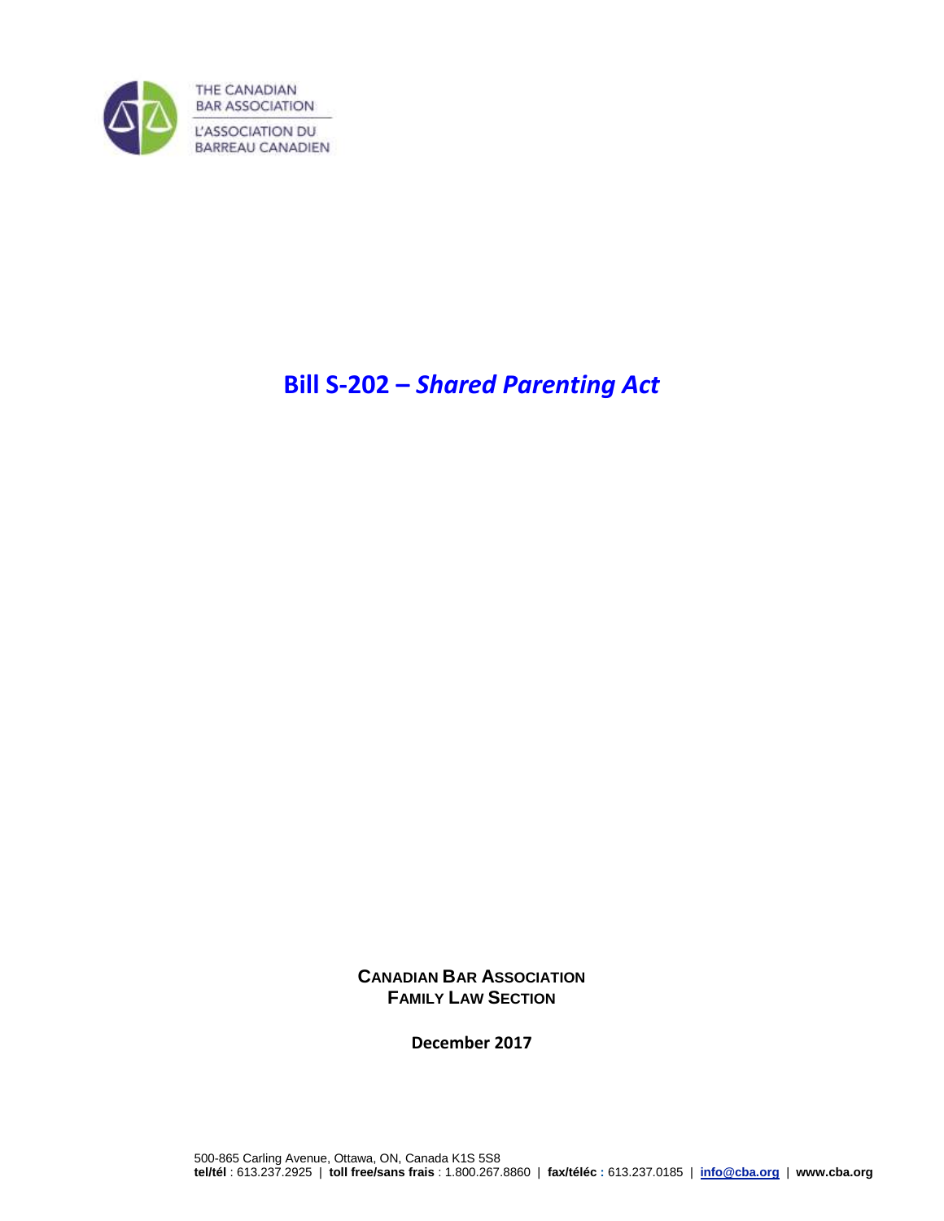THE CANADIAN BAR ASSOCIATION

L'ASSOCIATION DU BARREAU CANADIEN

# Bill S-202 – *Shared Parenting Act*

**CANADIAN BAR ASSOCIATION**
**FAMILY LAW SECTION**

**December 2017**

500-865 Carling Avenue, Ottawa, ON, Canada K1S 5S8
**tel/tél** : 613.237.2925 | **toll free/sans frais** : 1.800.267.8860 | **fax/téléc** : 613.237.0185 | **info@cba.org** | **www.cba.org**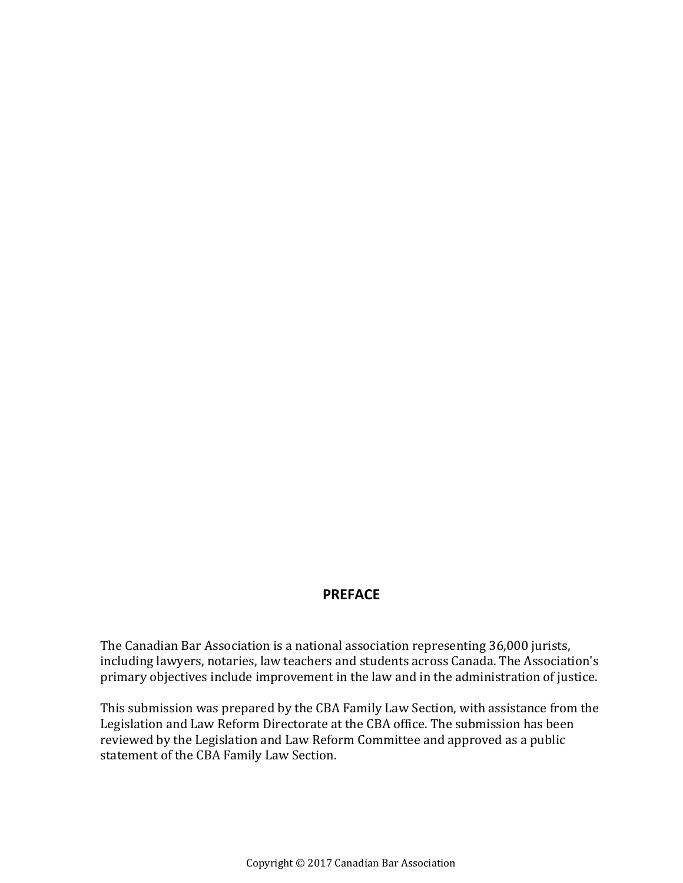## PREFACE

The Canadian Bar Association is a national association representing 36,000 jurists, including lawyers, notaries, law teachers and students across Canada. The Association's primary objectives include improvement in the law and in the administration of justice.

This submission was prepared by the CBA Family Law Section, with assistance from the Legislation and Law Reform Directorate at the CBA office. The submission has been reviewed by the Legislation and Law Reform Committee and approved as a public statement of the CBA Family Law Section.

Copyright © 2017 Canadian Bar Association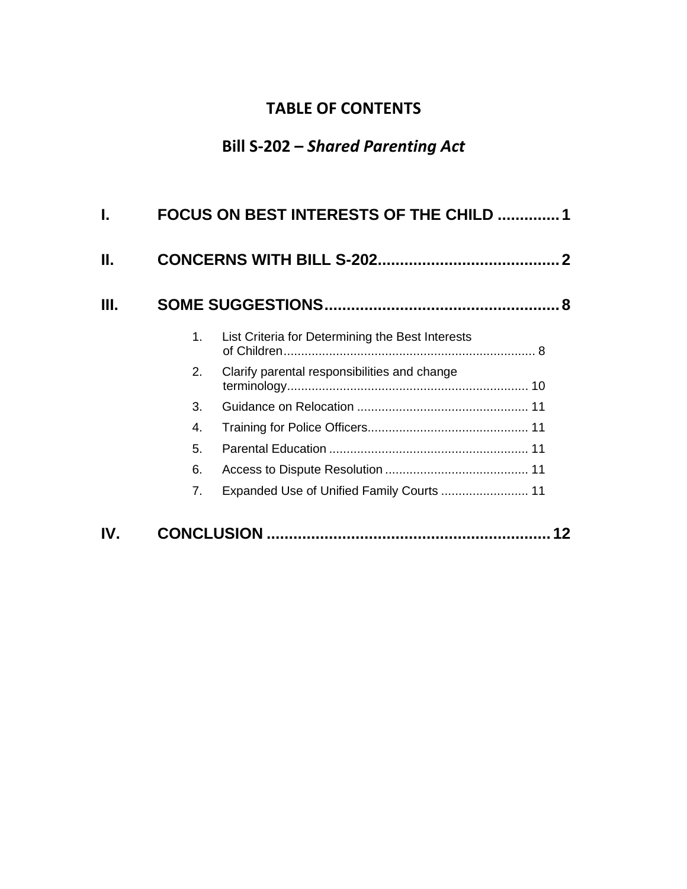# TABLE OF CONTENTS

## Bill S-202 – *Shared Parenting Act*

**I. FOCUS ON BEST INTERESTS OF THE CHILD .............1**

**II. CONCERNS WITH BILL S-202.........................................2**

**III. SOME SUGGESTIONS.....................................................8**

1. List Criteria for Determining the Best Interests of Children........................................................................ 8
2. Clarify parental responsibilities and change terminology..................................................................... 10
3. Guidance on Relocation ................................................. 11
4. Training for Police Officers.............................................. 11
5. Parental Education ......................................................... 11
6. Access to Dispute Resolution ......................................... 11
7. Expanded Use of Unified Family Courts ......................... 11

**IV. CONCLUSION ................................................................12**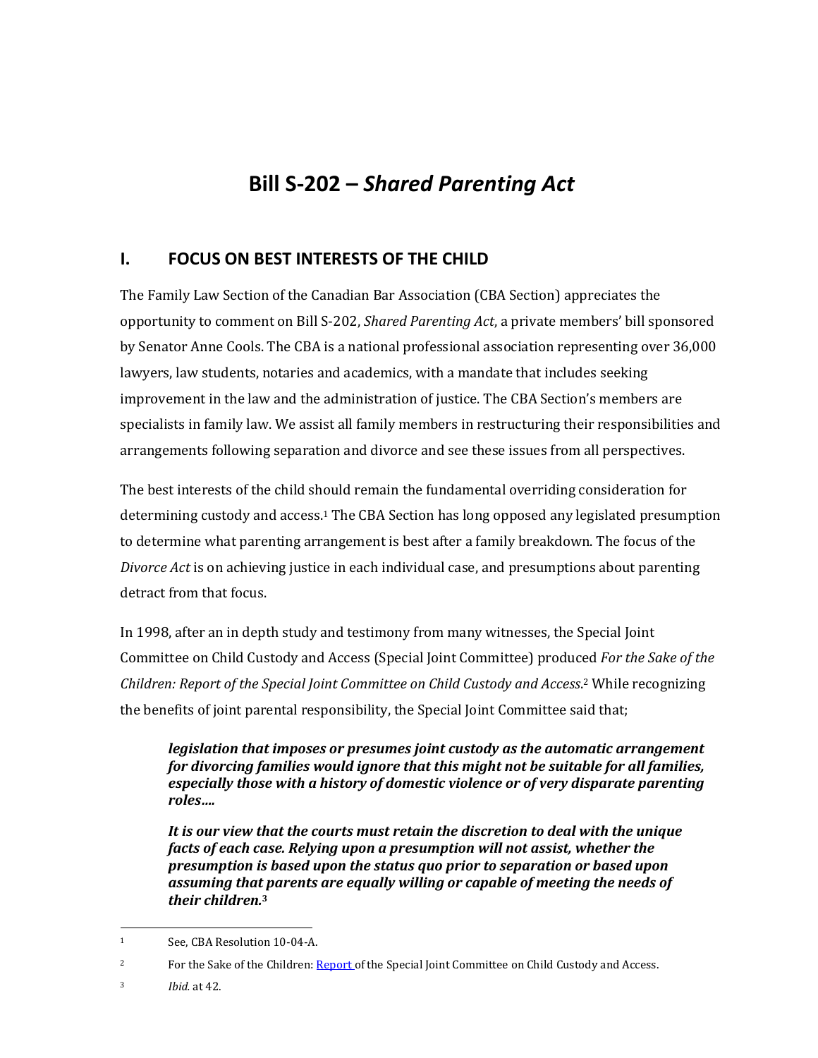# Bill S-202 – *Shared Parenting Act*

## I. FOCUS ON BEST INTERESTS OF THE CHILD

The Family Law Section of the Canadian Bar Association (CBA Section) appreciates the opportunity to comment on Bill S-202, *Shared Parenting Act*, a private members' bill sponsored by Senator Anne Cools. The CBA is a national professional association representing over 36,000 lawyers, law students, notaries and academics, with a mandate that includes seeking improvement in the law and the administration of justice. The CBA Section's members are specialists in family law. We assist all family members in restructuring their responsibilities and arrangements following separation and divorce and see these issues from all perspectives.

The best interests of the child should remain the fundamental overriding consideration for determining custody and access.[1] The CBA Section has long opposed any legislated presumption to determine what parenting arrangement is best after a family breakdown. The focus of the *Divorce Act* is on achieving justice in each individual case, and presumptions about parenting detract from that focus.

In 1998, after an in depth study and testimony from many witnesses, the Special Joint Committee on Child Custody and Access (Special Joint Committee) produced *For the Sake of the Children: Report of the Special Joint Committee on Child Custody and Access*.[2] While recognizing the benefits of joint parental responsibility, the Special Joint Committee said that;

> ***legislation that imposes or presumes joint custody as the automatic arrangement for divorcing families would ignore that this might not be suitable for all families, especially those with a history of domestic violence or of very disparate parenting roles….***
>
> ***It is our view that the courts must retain the discretion to deal with the unique facts of each case. Relying upon a presumption will not assist, whether the presumption is based upon the status quo prior to separation or based upon assuming that parents are equally willing or capable of meeting the needs of their children.***[3]

---

[1] See, CBA Resolution 10-04-A.

[2] For the Sake of the Children: Report of the Special Joint Committee on Child Custody and Access.

[3] *Ibid.* at 42.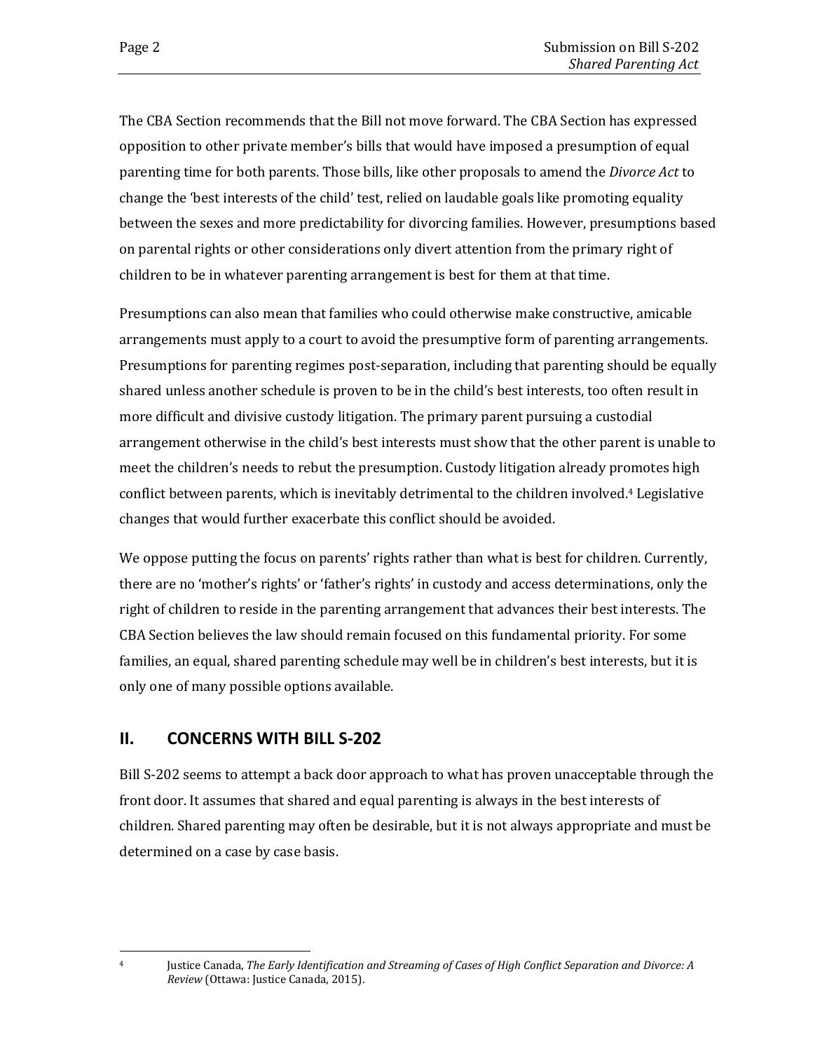The CBA Section recommends that the Bill not move forward. The CBA Section has expressed opposition to other private member's bills that would have imposed a presumption of equal parenting time for both parents. Those bills, like other proposals to amend the *Divorce Act* to change the 'best interests of the child' test, relied on laudable goals like promoting equality between the sexes and more predictability for divorcing families. However, presumptions based on parental rights or other considerations only divert attention from the primary right of children to be in whatever parenting arrangement is best for them at that time.

Presumptions can also mean that families who could otherwise make constructive, amicable arrangements must apply to a court to avoid the presumptive form of parenting arrangements. Presumptions for parenting regimes post-separation, including that parenting should be equally shared unless another schedule is proven to be in the child's best interests, too often result in more difficult and divisive custody litigation. The primary parent pursuing a custodial arrangement otherwise in the child's best interests must show that the other parent is unable to meet the children's needs to rebut the presumption. Custody litigation already promotes high conflict between parents, which is inevitably detrimental to the children involved.[4] Legislative changes that would further exacerbate this conflict should be avoided.

We oppose putting the focus on parents' rights rather than what is best for children. Currently, there are no 'mother's rights' or 'father's rights' in custody and access determinations, only the right of children to reside in the parenting arrangement that advances their best interests. The CBA Section believes the law should remain focused on this fundamental priority. For some families, an equal, shared parenting schedule may well be in children's best interests, but it is only one of many possible options available.

## II. CONCERNS WITH BILL S-202

Bill S-202 seems to attempt a back door approach to what has proven unacceptable through the front door. It assumes that shared and equal parenting is always in the best interests of children. Shared parenting may often be desirable, but it is not always appropriate and must be determined on a case by case basis.

---

[4] Justice Canada, *The Early Identification and Streaming of Cases of High Conflict Separation and Divorce: A Review* (Ottawa: Justice Canada, 2015).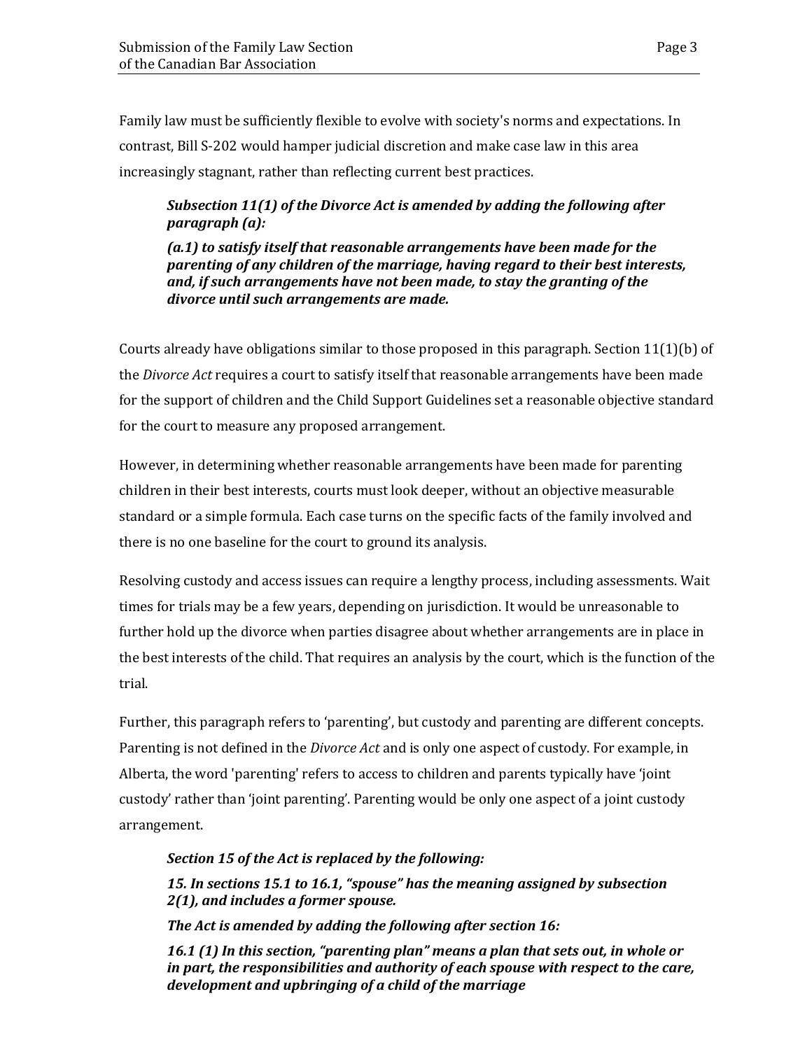Family law must be sufficiently flexible to evolve with society's norms and expectations. In contrast, Bill S-202 would hamper judicial discretion and make case law in this area increasingly stagnant, rather than reflecting current best practices.

> ***Subsection 11(1) of the Divorce Act is amended by adding the following after paragraph (a):***
>
> ***(a.1) to satisfy itself that reasonable arrangements have been made for the parenting of any children of the marriage, having regard to their best interests, and, if such arrangements have not been made, to stay the granting of the divorce until such arrangements are made.***

Courts already have obligations similar to those proposed in this paragraph. Section 11(1)(b) of the *Divorce Act* requires a court to satisfy itself that reasonable arrangements have been made for the support of children and the Child Support Guidelines set a reasonable objective standard for the court to measure any proposed arrangement.

However, in determining whether reasonable arrangements have been made for parenting children in their best interests, courts must look deeper, without an objective measurable standard or a simple formula. Each case turns on the specific facts of the family involved and there is no one baseline for the court to ground its analysis.

Resolving custody and access issues can require a lengthy process, including assessments. Wait times for trials may be a few years, depending on jurisdiction. It would be unreasonable to further hold up the divorce when parties disagree about whether arrangements are in place in the best interests of the child. That requires an analysis by the court, which is the function of the trial.

Further, this paragraph refers to 'parenting', but custody and parenting are different concepts. Parenting is not defined in the *Divorce Act* and is only one aspect of custody. For example, in Alberta, the word 'parenting' refers to access to children and parents typically have 'joint custody' rather than 'joint parenting'. Parenting would be only one aspect of a joint custody arrangement.

> ***Section 15 of the Act is replaced by the following:***
>
> ***15. In sections 15.1 to 16.1, "spouse" has the meaning assigned by subsection 2(1), and includes a former spouse.***
>
> ***The Act is amended by adding the following after section 16:***
>
> ***16.1 (1) In this section, "parenting plan" means a plan that sets out, in whole or in part, the responsibilities and authority of each spouse with respect to the care, development and upbringing of a child of the marriage***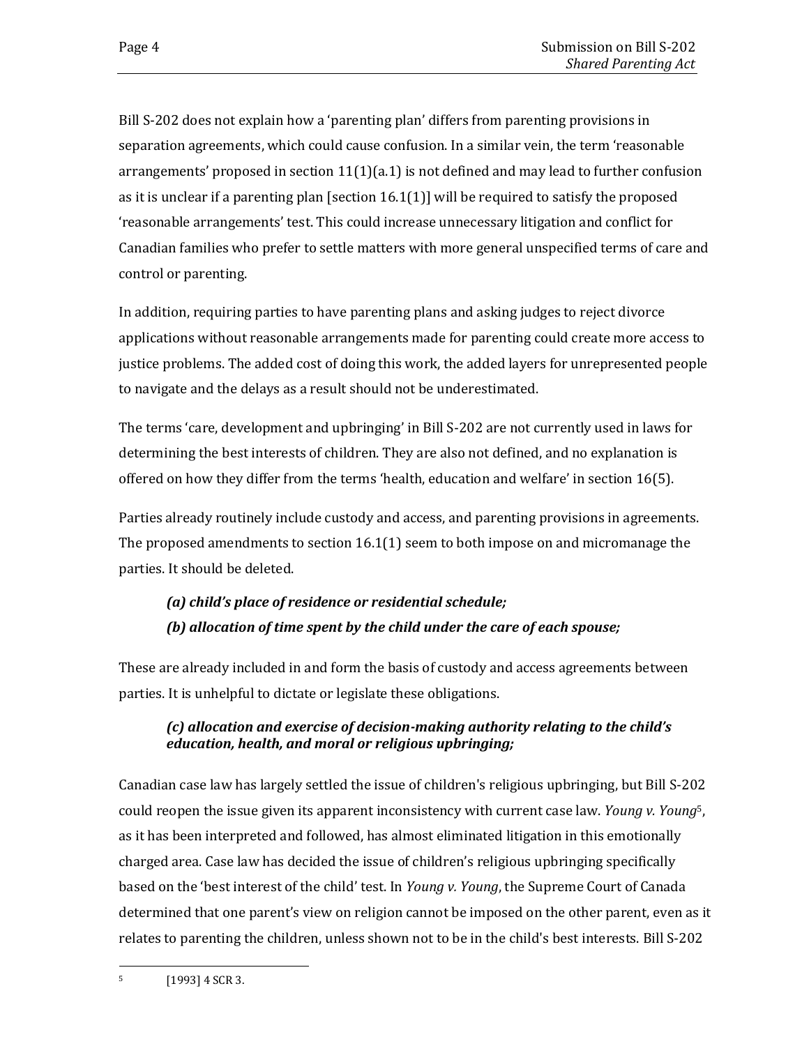Bill S-202 does not explain how a 'parenting plan' differs from parenting provisions in separation agreements, which could cause confusion. In a similar vein, the term 'reasonable arrangements' proposed in section 11(1)(a.1) is not defined and may lead to further confusion as it is unclear if a parenting plan [section 16.1(1)] will be required to satisfy the proposed 'reasonable arrangements' test. This could increase unnecessary litigation and conflict for Canadian families who prefer to settle matters with more general unspecified terms of care and control or parenting.

In addition, requiring parties to have parenting plans and asking judges to reject divorce applications without reasonable arrangements made for parenting could create more access to justice problems. The added cost of doing this work, the added layers for unrepresented people to navigate and the delays as a result should not be underestimated.

The terms 'care, development and upbringing' in Bill S-202 are not currently used in laws for determining the best interests of children. They are also not defined, and no explanation is offered on how they differ from the terms 'health, education and welfare' in section 16(5).

Parties already routinely include custody and access, and parenting provisions in agreements. The proposed amendments to section 16.1(1) seem to both impose on and micromanage the parties. It should be deleted.

> ***(a) child's place of residence or residential schedule;***
> ***(b) allocation of time spent by the child under the care of each spouse;***

These are already included in and form the basis of custody and access agreements between parties. It is unhelpful to dictate or legislate these obligations.

> ***(c) allocation and exercise of decision-making authority relating to the child's education, health, and moral or religious upbringing;***

Canadian case law has largely settled the issue of children's religious upbringing, but Bill S-202 could reopen the issue given its apparent inconsistency with current case law. *Young v. Young*[5], as it has been interpreted and followed, has almost eliminated litigation in this emotionally charged area. Case law has decided the issue of children's religious upbringing specifically based on the 'best interest of the child' test. In *Young v. Young*, the Supreme Court of Canada determined that one parent's view on religion cannot be imposed on the other parent, even as it relates to parenting the children, unless shown not to be in the child's best interests. Bill S-202

[5] [1993] 4 SCR 3.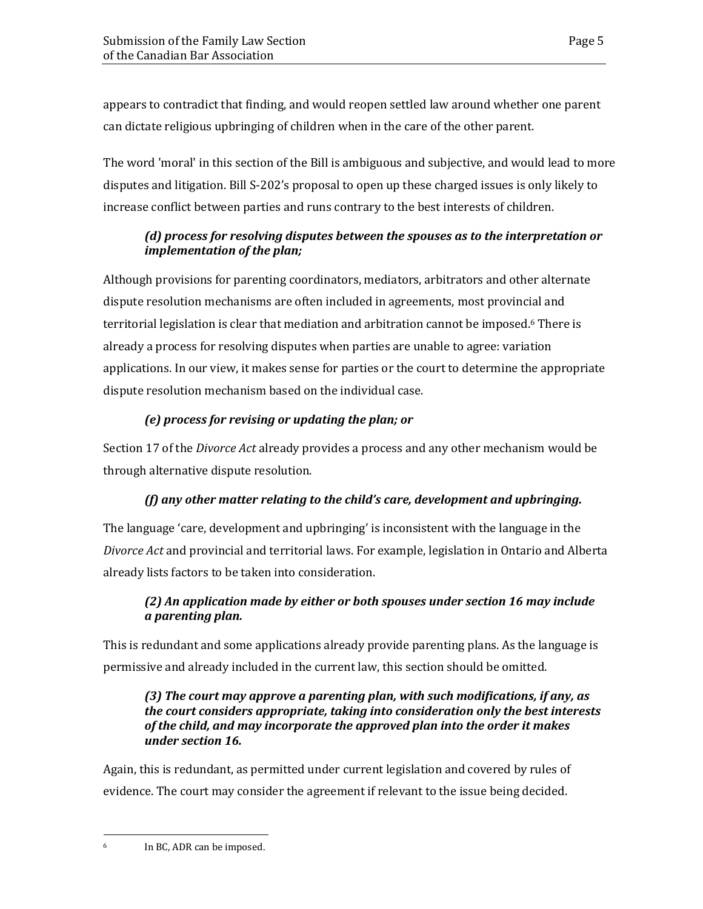appears to contradict that finding, and would reopen settled law around whether one parent can dictate religious upbringing of children when in the care of the other parent.

The word 'moral' in this section of the Bill is ambiguous and subjective, and would lead to more disputes and litigation. Bill S-202's proposal to open up these charged issues is only likely to increase conflict between parties and runs contrary to the best interests of children.

> ***(d) process for resolving disputes between the spouses as to the interpretation or implementation of the plan;***

Although provisions for parenting coordinators, mediators, arbitrators and other alternate dispute resolution mechanisms are often included in agreements, most provincial and territorial legislation is clear that mediation and arbitration cannot be imposed.[6] There is already a process for resolving disputes when parties are unable to agree: variation applications. In our view, it makes sense for parties or the court to determine the appropriate dispute resolution mechanism based on the individual case.

> ***(e) process for revising or updating the plan; or***

Section 17 of the *Divorce Act* already provides a process and any other mechanism would be through alternative dispute resolution.

> ***(f) any other matter relating to the child's care, development and upbringing.***

The language 'care, development and upbringing' is inconsistent with the language in the *Divorce Act* and provincial and territorial laws. For example, legislation in Ontario and Alberta already lists factors to be taken into consideration.

> ***(2) An application made by either or both spouses under section 16 may include a parenting plan.***

This is redundant and some applications already provide parenting plans. As the language is permissive and already included in the current law, this section should be omitted.

> ***(3) The court may approve a parenting plan, with such modifications, if any, as the court considers appropriate, taking into consideration only the best interests of the child, and may incorporate the approved plan into the order it makes under section 16.***

Again, this is redundant, as permitted under current legislation and covered by rules of evidence. The court may consider the agreement if relevant to the issue being decided.

---

[6] In BC, ADR can be imposed.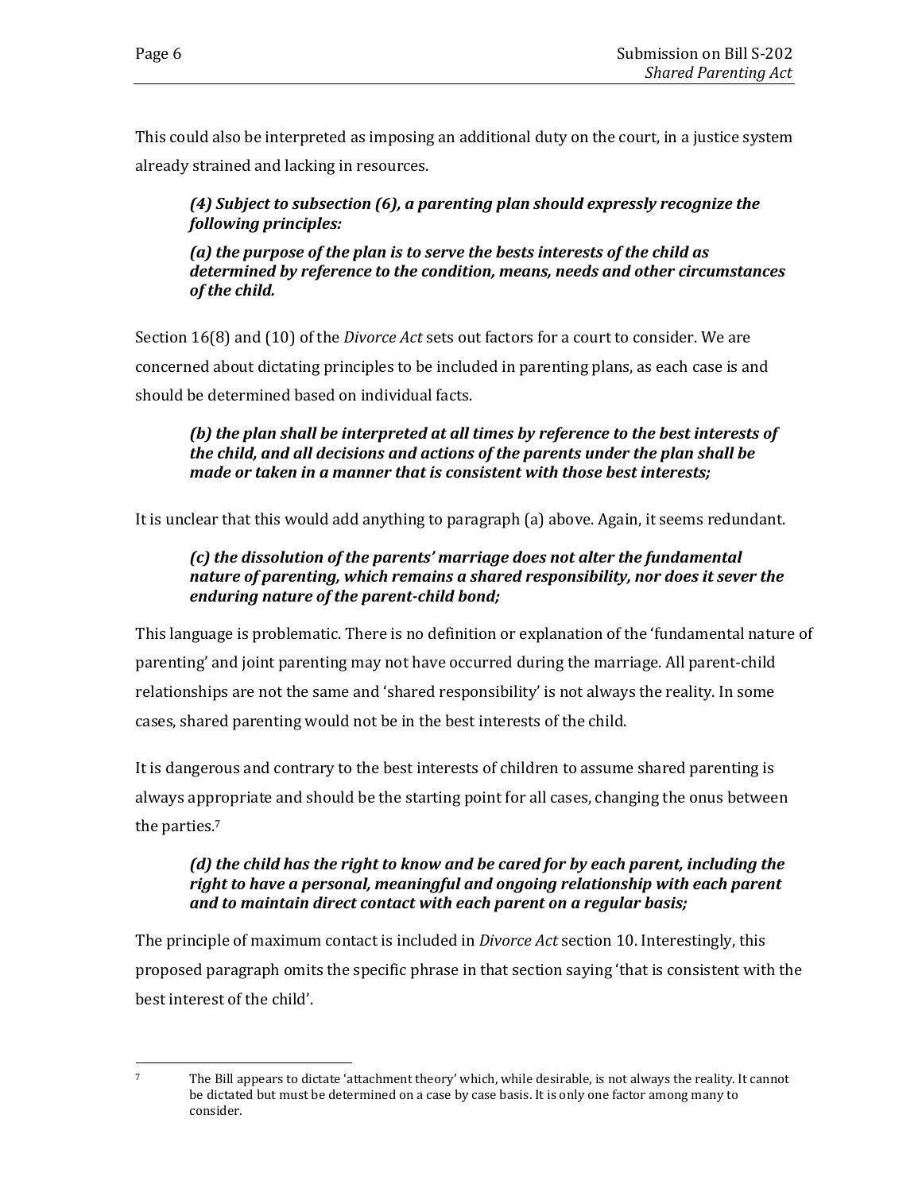This could also be interpreted as imposing an additional duty on the court, in a justice system already strained and lacking in resources.

> ***(4) Subject to subsection (6), a parenting plan should expressly recognize the following principles:***
>
> ***(a) the purpose of the plan is to serve the bests interests of the child as determined by reference to the condition, means, needs and other circumstances of the child.***

Section 16(8) and (10) of the *Divorce Act* sets out factors for a court to consider. We are concerned about dictating principles to be included in parenting plans, as each case is and should be determined based on individual facts.

> ***(b) the plan shall be interpreted at all times by reference to the best interests of the child, and all decisions and actions of the parents under the plan shall be made or taken in a manner that is consistent with those best interests;***

It is unclear that this would add anything to paragraph (a) above. Again, it seems redundant.

> ***(c) the dissolution of the parents' marriage does not alter the fundamental nature of parenting, which remains a shared responsibility, nor does it sever the enduring nature of the parent-child bond;***

This language is problematic. There is no definition or explanation of the 'fundamental nature of parenting' and joint parenting may not have occurred during the marriage. All parent-child relationships are not the same and 'shared responsibility' is not always the reality. In some cases, shared parenting would not be in the best interests of the child.

It is dangerous and contrary to the best interests of children to assume shared parenting is always appropriate and should be the starting point for all cases, changing the onus between the parties.[7]

> ***(d) the child has the right to know and be cared for by each parent, including the right to have a personal, meaningful and ongoing relationship with each parent and to maintain direct contact with each parent on a regular basis;***

The principle of maximum contact is included in *Divorce Act* section 10. Interestingly, this proposed paragraph omits the specific phrase in that section saying 'that is consistent with the best interest of the child'.

---

[7] The Bill appears to dictate 'attachment theory' which, while desirable, is not always the reality. It cannot be dictated but must be determined on a case by case basis. It is only one factor among many to consider.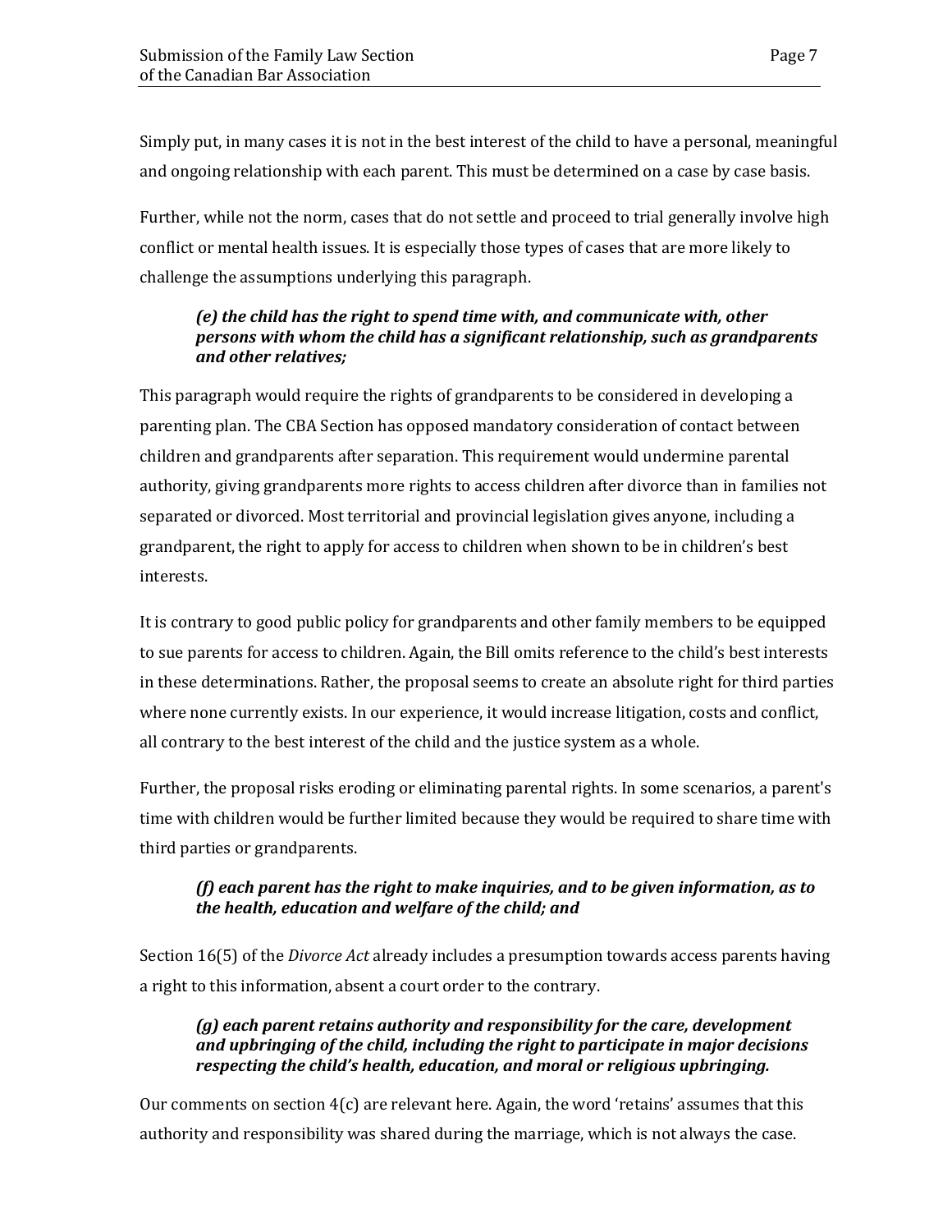Simply put, in many cases it is not in the best interest of the child to have a personal, meaningful and ongoing relationship with each parent. This must be determined on a case by case basis.

Further, while not the norm, cases that do not settle and proceed to trial generally involve high conflict or mental health issues. It is especially those types of cases that are more likely to challenge the assumptions underlying this paragraph.

> ***(e) the child has the right to spend time with, and communicate with, other persons with whom the child has a significant relationship, such as grandparents and other relatives;***

This paragraph would require the rights of grandparents to be considered in developing a parenting plan. The CBA Section has opposed mandatory consideration of contact between children and grandparents after separation. This requirement would undermine parental authority, giving grandparents more rights to access children after divorce than in families not separated or divorced. Most territorial and provincial legislation gives anyone, including a grandparent, the right to apply for access to children when shown to be in children's best interests.

It is contrary to good public policy for grandparents and other family members to be equipped to sue parents for access to children. Again, the Bill omits reference to the child's best interests in these determinations. Rather, the proposal seems to create an absolute right for third parties where none currently exists. In our experience, it would increase litigation, costs and conflict, all contrary to the best interest of the child and the justice system as a whole.

Further, the proposal risks eroding or eliminating parental rights. In some scenarios, a parent's time with children would be further limited because they would be required to share time with third parties or grandparents.

> ***(f) each parent has the right to make inquiries, and to be given information, as to the health, education and welfare of the child; and***

Section 16(5) of the *Divorce Act* already includes a presumption towards access parents having a right to this information, absent a court order to the contrary.

> ***(g) each parent retains authority and responsibility for the care, development and upbringing of the child, including the right to participate in major decisions respecting the child's health, education, and moral or religious upbringing.***

Our comments on section 4(c) are relevant here. Again, the word 'retains' assumes that this authority and responsibility was shared during the marriage, which is not always the case.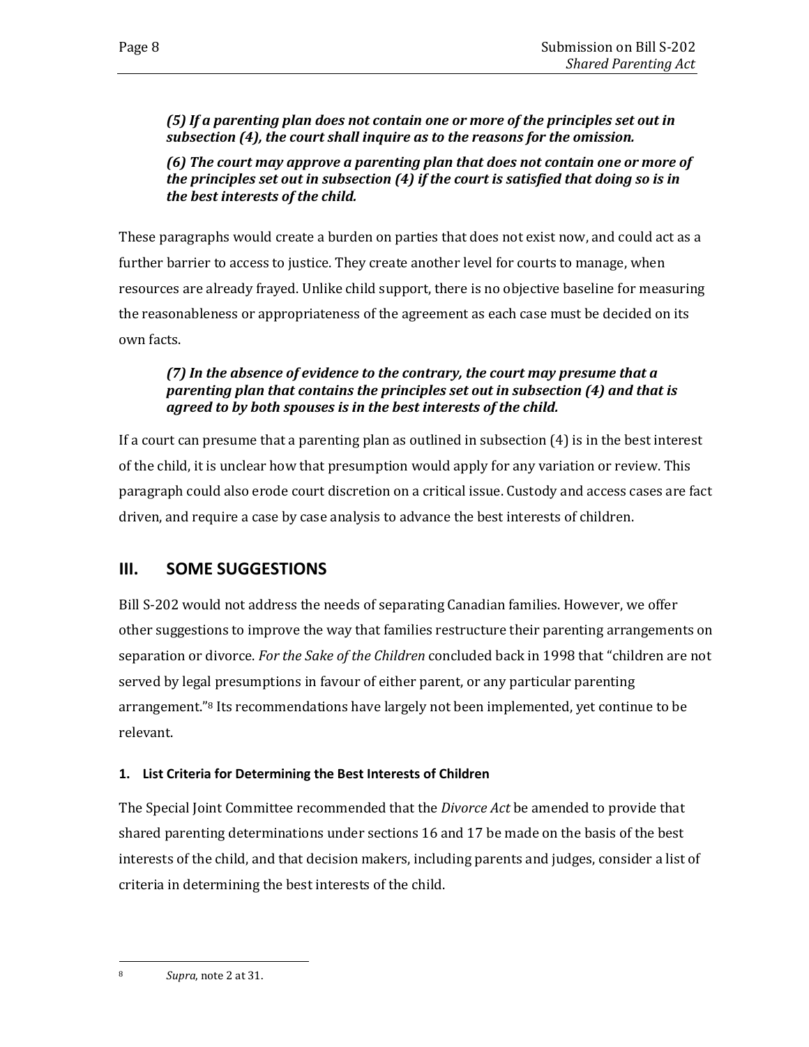***(5) If a parenting plan does not contain one or more of the principles set out in subsection (4), the court shall inquire as to the reasons for the omission.***

***(6) The court may approve a parenting plan that does not contain one or more of the principles set out in subsection (4) if the court is satisfied that doing so is in the best interests of the child.***

These paragraphs would create a burden on parties that does not exist now, and could act as a further barrier to access to justice. They create another level for courts to manage, when resources are already frayed. Unlike child support, there is no objective baseline for measuring the reasonableness or appropriateness of the agreement as each case must be decided on its own facts.

***(7) In the absence of evidence to the contrary, the court may presume that a parenting plan that contains the principles set out in subsection (4) and that is agreed to by both spouses is in the best interests of the child.***

If a court can presume that a parenting plan as outlined in subsection (4) is in the best interest of the child, it is unclear how that presumption would apply for any variation or review. This paragraph could also erode court discretion on a critical issue. Custody and access cases are fact driven, and require a case by case analysis to advance the best interests of children.

## III. SOME SUGGESTIONS

Bill S-202 would not address the needs of separating Canadian families. However, we offer other suggestions to improve the way that families restructure their parenting arrangements on separation or divorce. *For the Sake of the Children* concluded back in 1998 that "children are not served by legal presumptions in favour of either parent, or any particular parenting arrangement."[8] Its recommendations have largely not been implemented, yet continue to be relevant.

### 1. List Criteria for Determining the Best Interests of Children

The Special Joint Committee recommended that the *Divorce Act* be amended to provide that shared parenting determinations under sections 16 and 17 be made on the basis of the best interests of the child, and that decision makers, including parents and judges, consider a list of criteria in determining the best interests of the child.

---

8 *Supra*, note 2 at 31.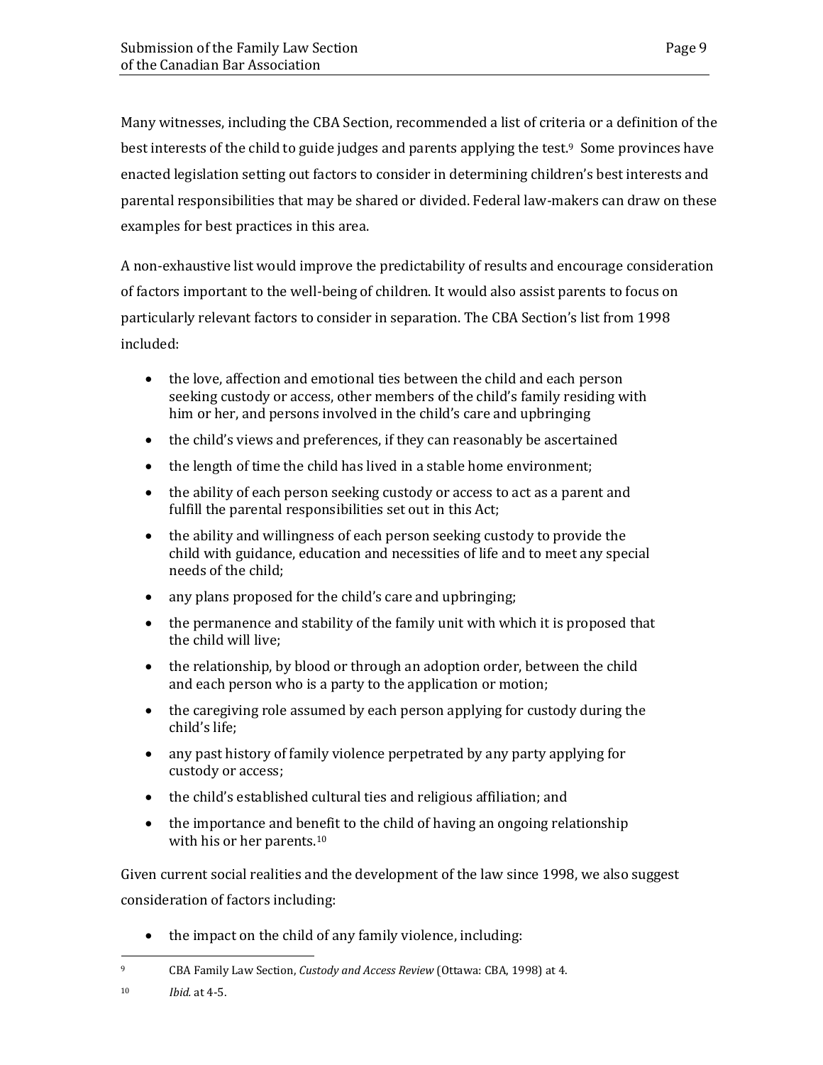Many witnesses, including the CBA Section, recommended a list of criteria or a definition of the best interests of the child to guide judges and parents applying the test.[9] Some provinces have enacted legislation setting out factors to consider in determining children's best interests and parental responsibilities that may be shared or divided. Federal law-makers can draw on these examples for best practices in this area.

A non-exhaustive list would improve the predictability of results and encourage consideration of factors important to the well-being of children. It would also assist parents to focus on particularly relevant factors to consider in separation. The CBA Section's list from 1998 included:

- the love, affection and emotional ties between the child and each person seeking custody or access, other members of the child's family residing with him or her, and persons involved in the child's care and upbringing
- the child's views and preferences, if they can reasonably be ascertained
- the length of time the child has lived in a stable home environment;
- the ability of each person seeking custody or access to act as a parent and fulfill the parental responsibilities set out in this Act;
- the ability and willingness of each person seeking custody to provide the child with guidance, education and necessities of life and to meet any special needs of the child;
- any plans proposed for the child's care and upbringing;
- the permanence and stability of the family unit with which it is proposed that the child will live;
- the relationship, by blood or through an adoption order, between the child and each person who is a party to the application or motion;
- the caregiving role assumed by each person applying for custody during the child's life;
- any past history of family violence perpetrated by any party applying for custody or access;
- the child's established cultural ties and religious affiliation; and
- the importance and benefit to the child of having an ongoing relationship with his or her parents.[10]

Given current social realities and the development of the law since 1998, we also suggest consideration of factors including:

- the impact on the child of any family violence, including:

---

[9] CBA Family Law Section, *Custody and Access Review* (Ottawa: CBA, 1998) at 4.

[10] *Ibid.* at 4-5.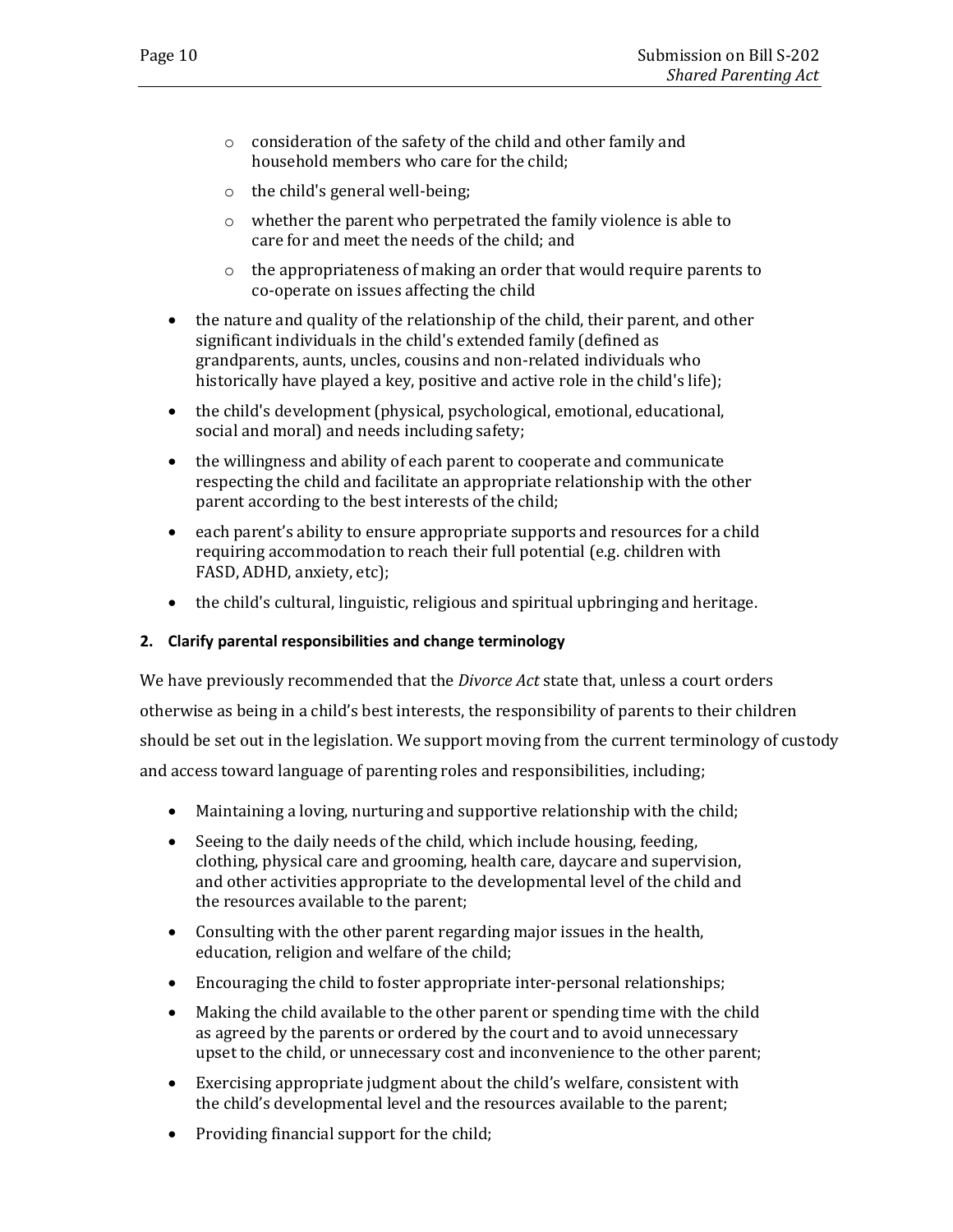- consideration of the safety of the child and other family and household members who care for the child;
  - the child's general well-being;
  - whether the parent who perpetrated the family violence is able to care for and meet the needs of the child; and
  - the appropriateness of making an order that would require parents to co-operate on issues affecting the child
- the nature and quality of the relationship of the child, their parent, and other significant individuals in the child's extended family (defined as grandparents, aunts, uncles, cousins and non-related individuals who historically have played a key, positive and active role in the child's life);
- the child's development (physical, psychological, emotional, educational, social and moral) and needs including safety;
- the willingness and ability of each parent to cooperate and communicate respecting the child and facilitate an appropriate relationship with the other parent according to the best interests of the child;
- each parent's ability to ensure appropriate supports and resources for a child requiring accommodation to reach their full potential (e.g. children with FASD, ADHD, anxiety, etc);
- the child's cultural, linguistic, religious and spiritual upbringing and heritage.

**2. Clarify parental responsibilities and change terminology**

We have previously recommended that the *Divorce Act* state that, unless a court orders otherwise as being in a child's best interests, the responsibility of parents to their children should be set out in the legislation. We support moving from the current terminology of custody and access toward language of parenting roles and responsibilities, including;

- Maintaining a loving, nurturing and supportive relationship with the child;
- Seeing to the daily needs of the child, which include housing, feeding, clothing, physical care and grooming, health care, daycare and supervision, and other activities appropriate to the developmental level of the child and the resources available to the parent;
- Consulting with the other parent regarding major issues in the health, education, religion and welfare of the child;
- Encouraging the child to foster appropriate inter-personal relationships;
- Making the child available to the other parent or spending time with the child as agreed by the parents or ordered by the court and to avoid unnecessary upset to the child, or unnecessary cost and inconvenience to the other parent;
- Exercising appropriate judgment about the child's welfare, consistent with the child's developmental level and the resources available to the parent;
- Providing financial support for the child;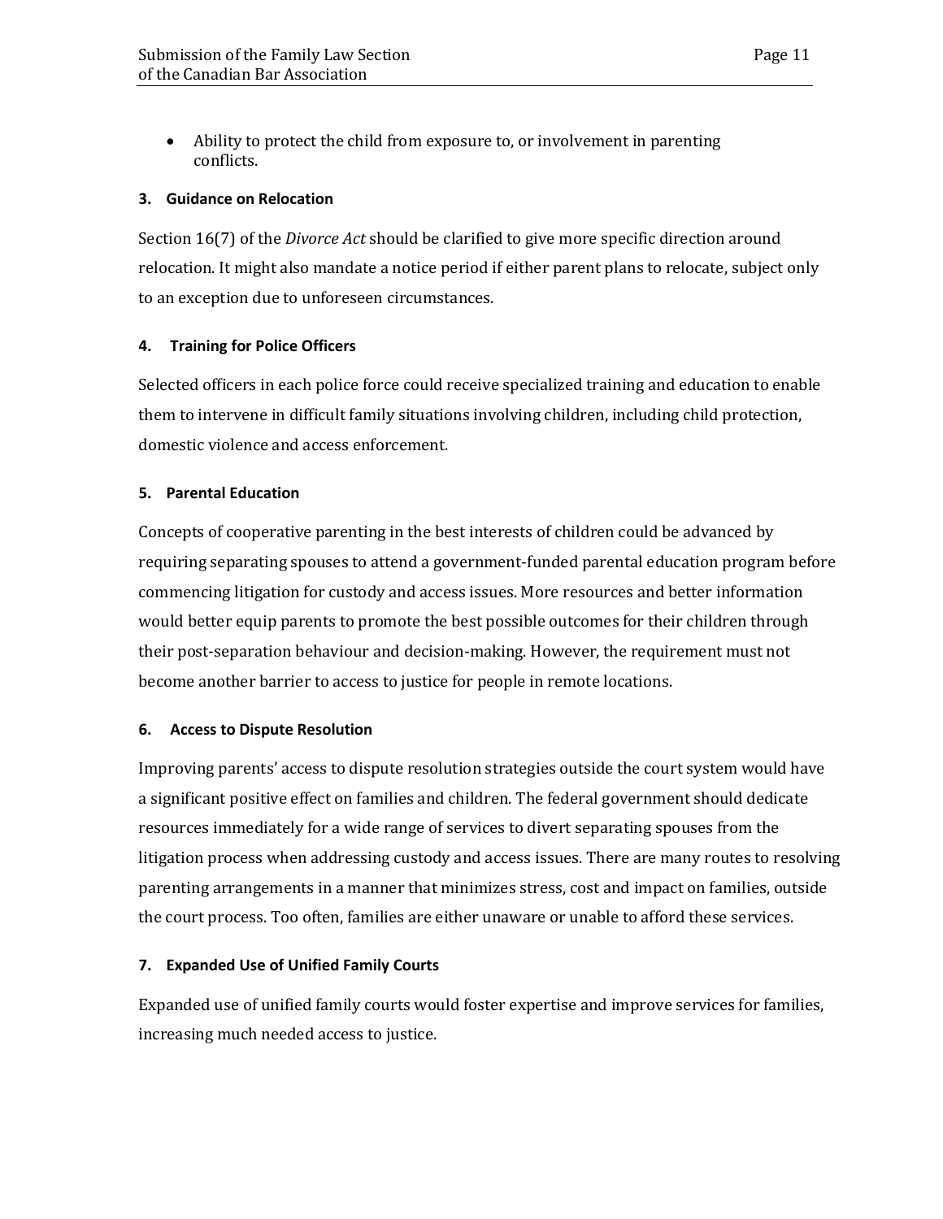- Ability to protect the child from exposure to, or involvement in parenting conflicts.

### 3. Guidance on Relocation

Section 16(7) of the *Divorce Act* should be clarified to give more specific direction around relocation. It might also mandate a notice period if either parent plans to relocate, subject only to an exception due to unforeseen circumstances.

### 4. Training for Police Officers

Selected officers in each police force could receive specialized training and education to enable them to intervene in difficult family situations involving children, including child protection, domestic violence and access enforcement.

### 5. Parental Education

Concepts of cooperative parenting in the best interests of children could be advanced by requiring separating spouses to attend a government-funded parental education program before commencing litigation for custody and access issues. More resources and better information would better equip parents to promote the best possible outcomes for their children through their post-separation behaviour and decision-making. However, the requirement must not become another barrier to access to justice for people in remote locations.

### 6. Access to Dispute Resolution

Improving parents' access to dispute resolution strategies outside the court system would have a significant positive effect on families and children. The federal government should dedicate resources immediately for a wide range of services to divert separating spouses from the litigation process when addressing custody and access issues. There are many routes to resolving parenting arrangements in a manner that minimizes stress, cost and impact on families, outside the court process. Too often, families are either unaware or unable to afford these services.

### 7. Expanded Use of Unified Family Courts

Expanded use of unified family courts would foster expertise and improve services for families, increasing much needed access to justice.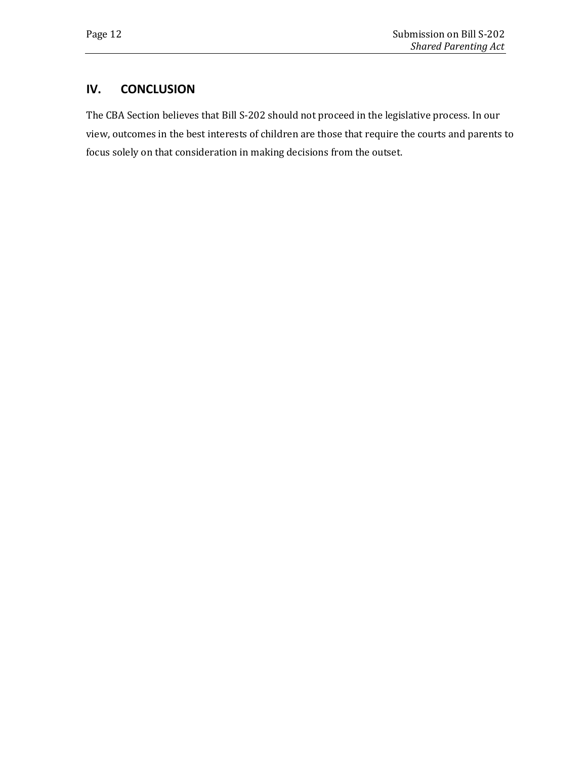## IV. CONCLUSION

The CBA Section believes that Bill S-202 should not proceed in the legislative process. In our view, outcomes in the best interests of children are those that require the courts and parents to focus solely on that consideration in making decisions from the outset.